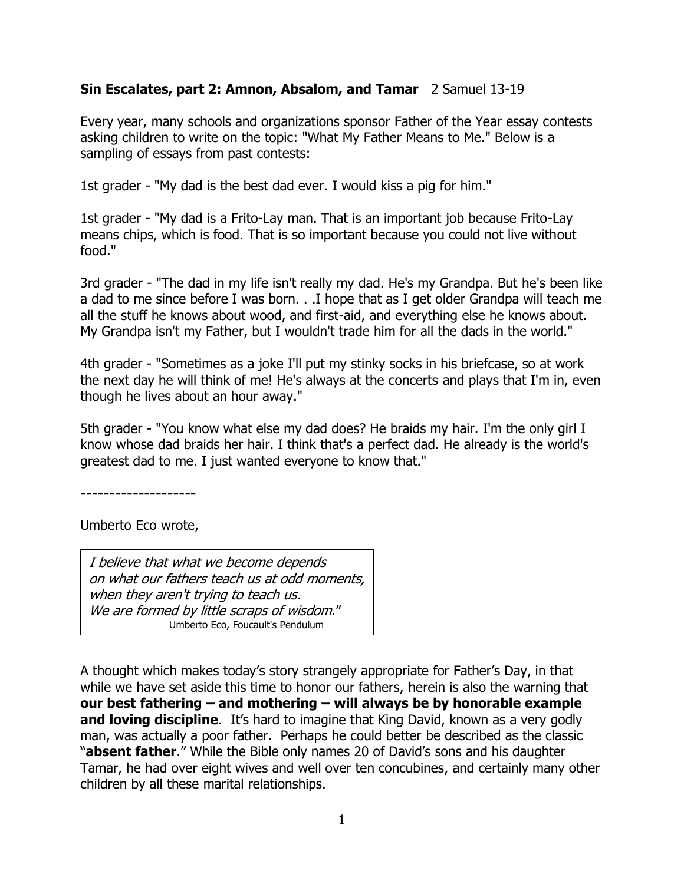**Sin Escalates, part 2: Amnon, Absalom, and Tamar** 2 Samuel 13-19

Every year, many schools and organizations sponsor Father of the Year essay contests asking children to write on the topic: "What My Father Means to Me." Below is a sampling of essays from past contests:

1st grader - "My dad is the best dad ever. I would kiss a pig for him."

1st grader - "My dad is a Frito-Lay man. That is an important job because Frito-Lay means chips, which is food. That is so important because you could not live without food."

3rd grader - "The dad in my life isn't really my dad. He's my Grandpa. But he's been like a dad to me since before I was born. . .I hope that as I get older Grandpa will teach me all the stuff he knows about wood, and first-aid, and everything else he knows about. My Grandpa isn't my Father, but I wouldn't trade him for all the dads in the world."

4th grader - "Sometimes as a joke I'll put my stinky socks in his briefcase, so at work the next day he will think of me! He's always at the concerts and plays that I'm in, even though he lives about an hour away."

5th grader - "You know what else my dad does? He braids my hair. I'm the only girl I know whose dad braids her hair. I think that's a perfect dad. He already is the world's greatest dad to me. I just wanted everyone to know that."

**--------------------**

Umberto Eco wrote,

> *I believe that what we become depends*
> *on what our fathers teach us at odd moments,*
> *when they aren't trying to teach us.*
> *We are formed by little scraps of wisdom*."
> Umberto Eco, Foucault's Pendulum

A thought which makes today's story strangely appropriate for Father's Day, in that while we have set aside this time to honor our fathers, herein is also the warning that **our best fathering – and mothering – will always be by honorable example and loving discipline**. It's hard to imagine that King David, known as a very godly man, was actually a poor father. Perhaps he could better be described as the classic "**absent father**." While the Bible only names 20 of David's sons and his daughter Tamar, he had over eight wives and well over ten concubines, and certainly many other children by all these marital relationships.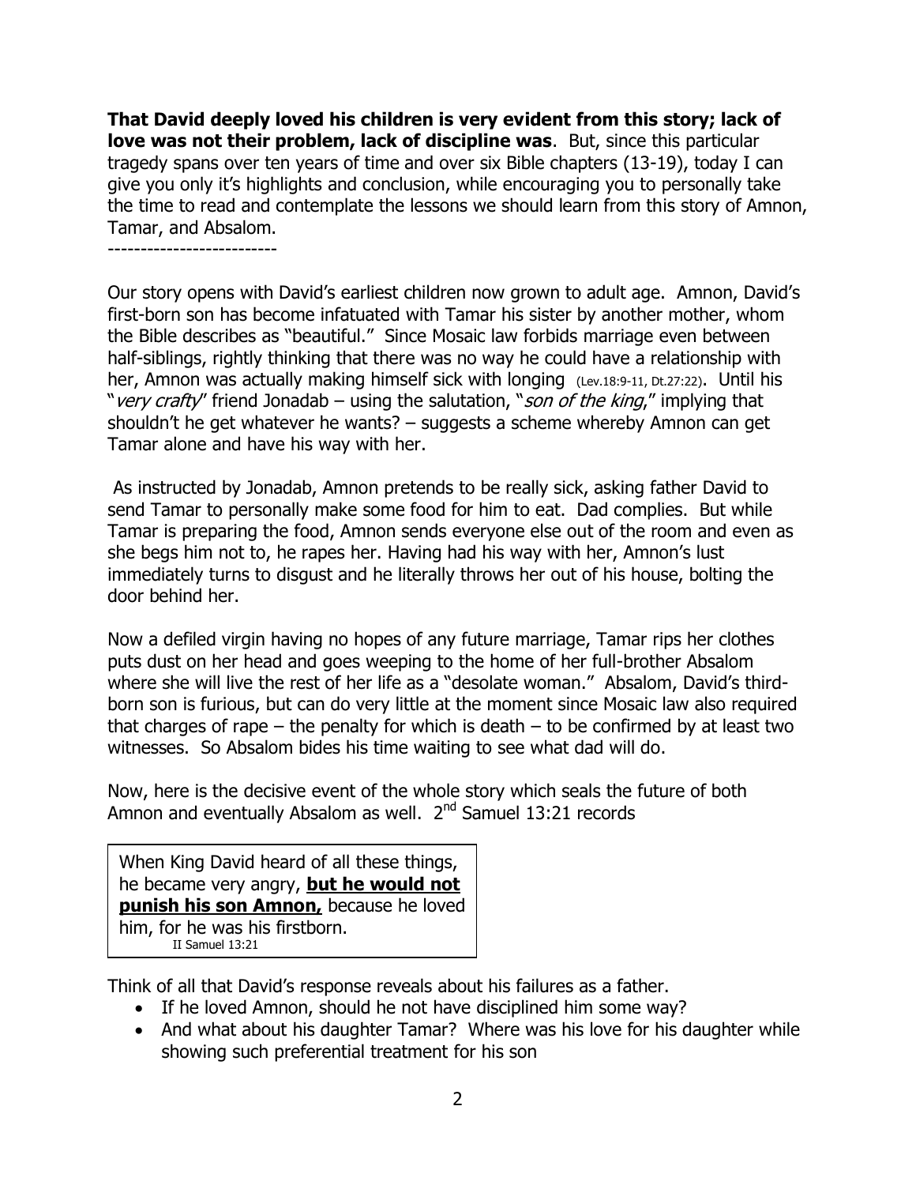**That David deeply loved his children is very evident from this story; lack of love was not their problem, lack of discipline was**. But, since this particular tragedy spans over ten years of time and over six Bible chapters (13-19), today I can give you only it's highlights and conclusion, while encouraging you to personally take the time to read and contemplate the lessons we should learn from this story of Amnon, Tamar, and Absalom.

--------------------------

Our story opens with David's earliest children now grown to adult age. Amnon, David's first-born son has become infatuated with Tamar his sister by another mother, whom the Bible describes as "beautiful." Since Mosaic law forbids marriage even between half-siblings, rightly thinking that there was no way he could have a relationship with her, Amnon was actually making himself sick with longing (Lev.18:9-11, Dt.27:22). Until his "*very crafty*" friend Jonadab – using the salutation, "*son of the king*," implying that shouldn't he get whatever he wants? – suggests a scheme whereby Amnon can get Tamar alone and have his way with her.

As instructed by Jonadab, Amnon pretends to be really sick, asking father David to send Tamar to personally make some food for him to eat. Dad complies. But while Tamar is preparing the food, Amnon sends everyone else out of the room and even as she begs him not to, he rapes her. Having had his way with her, Amnon's lust immediately turns to disgust and he literally throws her out of his house, bolting the door behind her.

Now a defiled virgin having no hopes of any future marriage, Tamar rips her clothes puts dust on her head and goes weeping to the home of her full-brother Absalom where she will live the rest of her life as a "desolate woman." Absalom, David's third-born son is furious, but can do very little at the moment since Mosaic law also required that charges of rape – the penalty for which is death – to be confirmed by at least two witnesses. So Absalom bides his time waiting to see what dad will do.

Now, here is the decisive event of the whole story which seals the future of both Amnon and eventually Absalom as well. 2nd Samuel 13:21 records

> When King David heard of all these things, he became very angry, **but he would not punish his son Amnon,** because he loved him, for he was his firstborn.
> II Samuel 13:21

Think of all that David's response reveals about his failures as a father.

- If he loved Amnon, should he not have disciplined him some way?
- And what about his daughter Tamar? Where was his love for his daughter while showing such preferential treatment for his son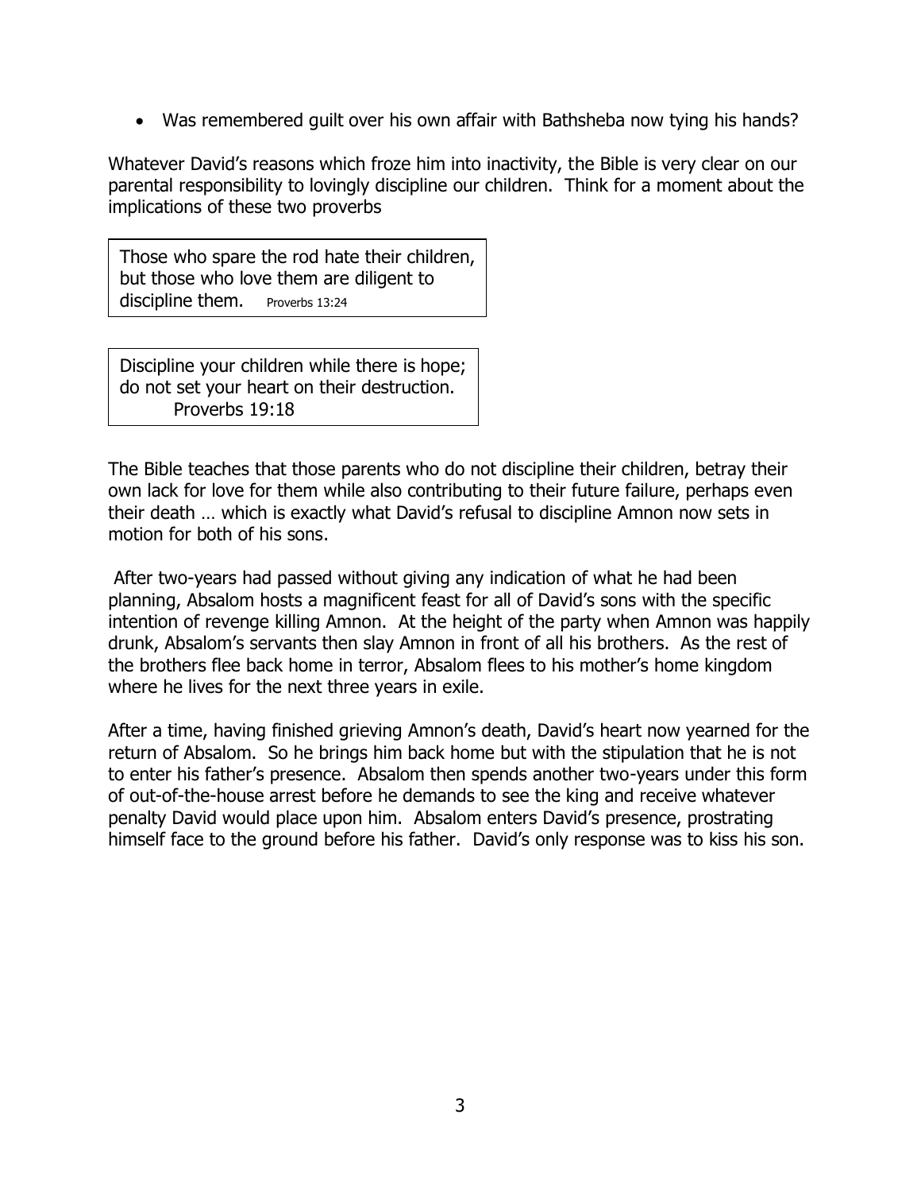- Was remembered guilt over his own affair with Bathsheba now tying his hands?

Whatever David's reasons which froze him into inactivity, the Bible is very clear on our parental responsibility to lovingly discipline our children. Think for a moment about the implications of these two proverbs

> Those who spare the rod hate their children, but those who love them are diligent to discipline them. Proverbs 13:24

> Discipline your children while there is hope; do not set your heart on their destruction. Proverbs 19:18

The Bible teaches that those parents who do not discipline their children, betray their own lack for love for them while also contributing to their future failure, perhaps even their death … which is exactly what David's refusal to discipline Amnon now sets in motion for both of his sons.

After two-years had passed without giving any indication of what he had been planning, Absalom hosts a magnificent feast for all of David's sons with the specific intention of revenge killing Amnon. At the height of the party when Amnon was happily drunk, Absalom's servants then slay Amnon in front of all his brothers. As the rest of the brothers flee back home in terror, Absalom flees to his mother's home kingdom where he lives for the next three years in exile.

After a time, having finished grieving Amnon's death, David's heart now yearned for the return of Absalom. So he brings him back home but with the stipulation that he is not to enter his father's presence. Absalom then spends another two-years under this form of out-of-the-house arrest before he demands to see the king and receive whatever penalty David would place upon him. Absalom enters David's presence, prostrating himself face to the ground before his father. David's only response was to kiss his son.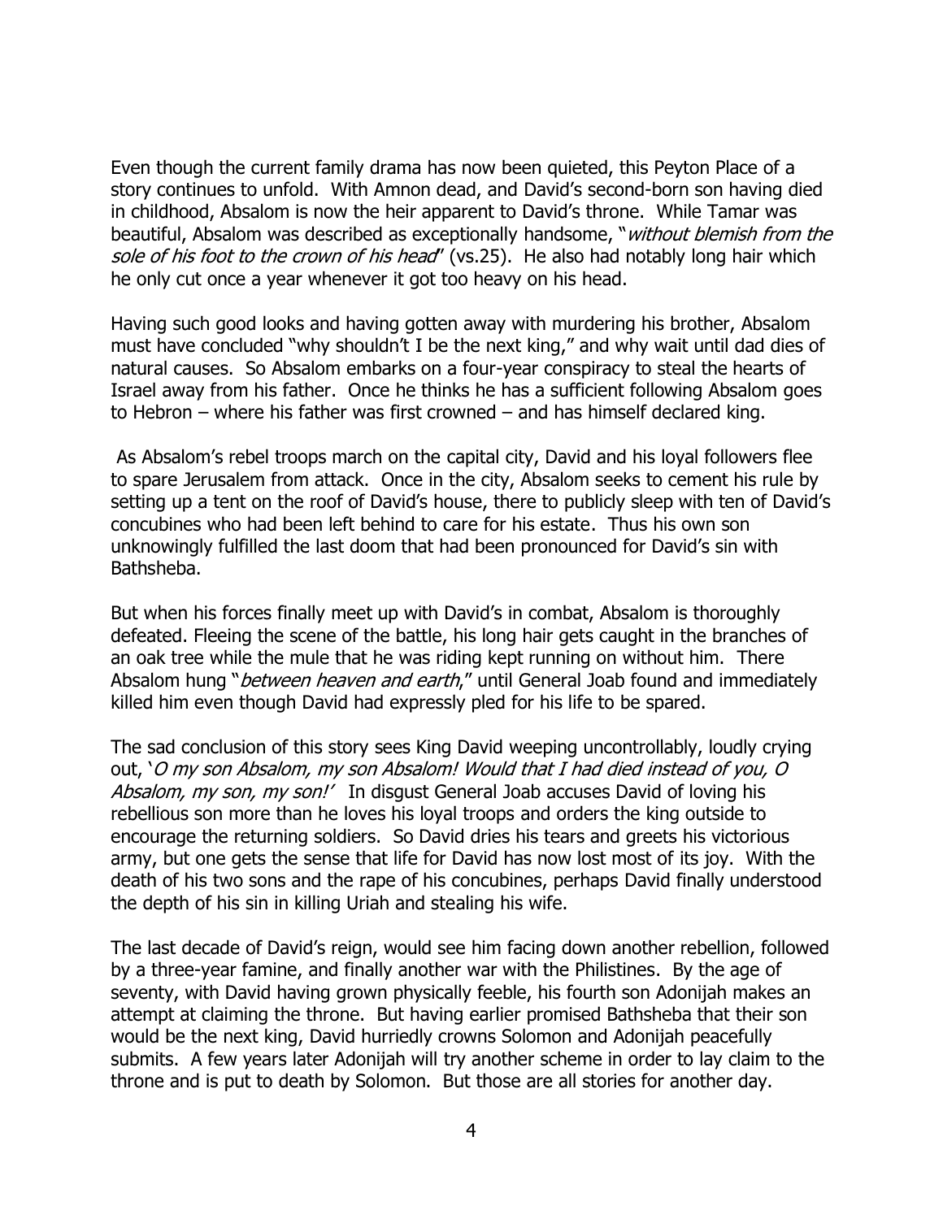Even though the current family drama has now been quieted, this Peyton Place of a story continues to unfold. With Amnon dead, and David's second-born son having died in childhood, Absalom is now the heir apparent to David's throne. While Tamar was beautiful, Absalom was described as exceptionally handsome, "*without blemish from the sole of his foot to the crown of his head*" (vs.25). He also had notably long hair which he only cut once a year whenever it got too heavy on his head.

Having such good looks and having gotten away with murdering his brother, Absalom must have concluded "why shouldn't I be the next king," and why wait until dad dies of natural causes. So Absalom embarks on a four-year conspiracy to steal the hearts of Israel away from his father. Once he thinks he has a sufficient following Absalom goes to Hebron – where his father was first crowned – and has himself declared king.

As Absalom's rebel troops march on the capital city, David and his loyal followers flee to spare Jerusalem from attack. Once in the city, Absalom seeks to cement his rule by setting up a tent on the roof of David's house, there to publicly sleep with ten of David's concubines who had been left behind to care for his estate. Thus his own son unknowingly fulfilled the last doom that had been pronounced for David's sin with Bathsheba.

But when his forces finally meet up with David's in combat, Absalom is thoroughly defeated. Fleeing the scene of the battle, his long hair gets caught in the branches of an oak tree while the mule that he was riding kept running on without him. There Absalom hung "*between heaven and earth*," until General Joab found and immediately killed him even though David had expressly pled for his life to be spared.

The sad conclusion of this story sees King David weeping uncontrollably, loudly crying out, '*O my son Absalom, my son Absalom! Would that I had died instead of you, O Absalom, my son, my son!'* In disgust General Joab accuses David of loving his rebellious son more than he loves his loyal troops and orders the king outside to encourage the returning soldiers. So David dries his tears and greets his victorious army, but one gets the sense that life for David has now lost most of its joy. With the death of his two sons and the rape of his concubines, perhaps David finally understood the depth of his sin in killing Uriah and stealing his wife.

The last decade of David's reign, would see him facing down another rebellion, followed by a three-year famine, and finally another war with the Philistines. By the age of seventy, with David having grown physically feeble, his fourth son Adonijah makes an attempt at claiming the throne. But having earlier promised Bathsheba that their son would be the next king, David hurriedly crowns Solomon and Adonijah peacefully submits. A few years later Adonijah will try another scheme in order to lay claim to the throne and is put to death by Solomon. But those are all stories for another day.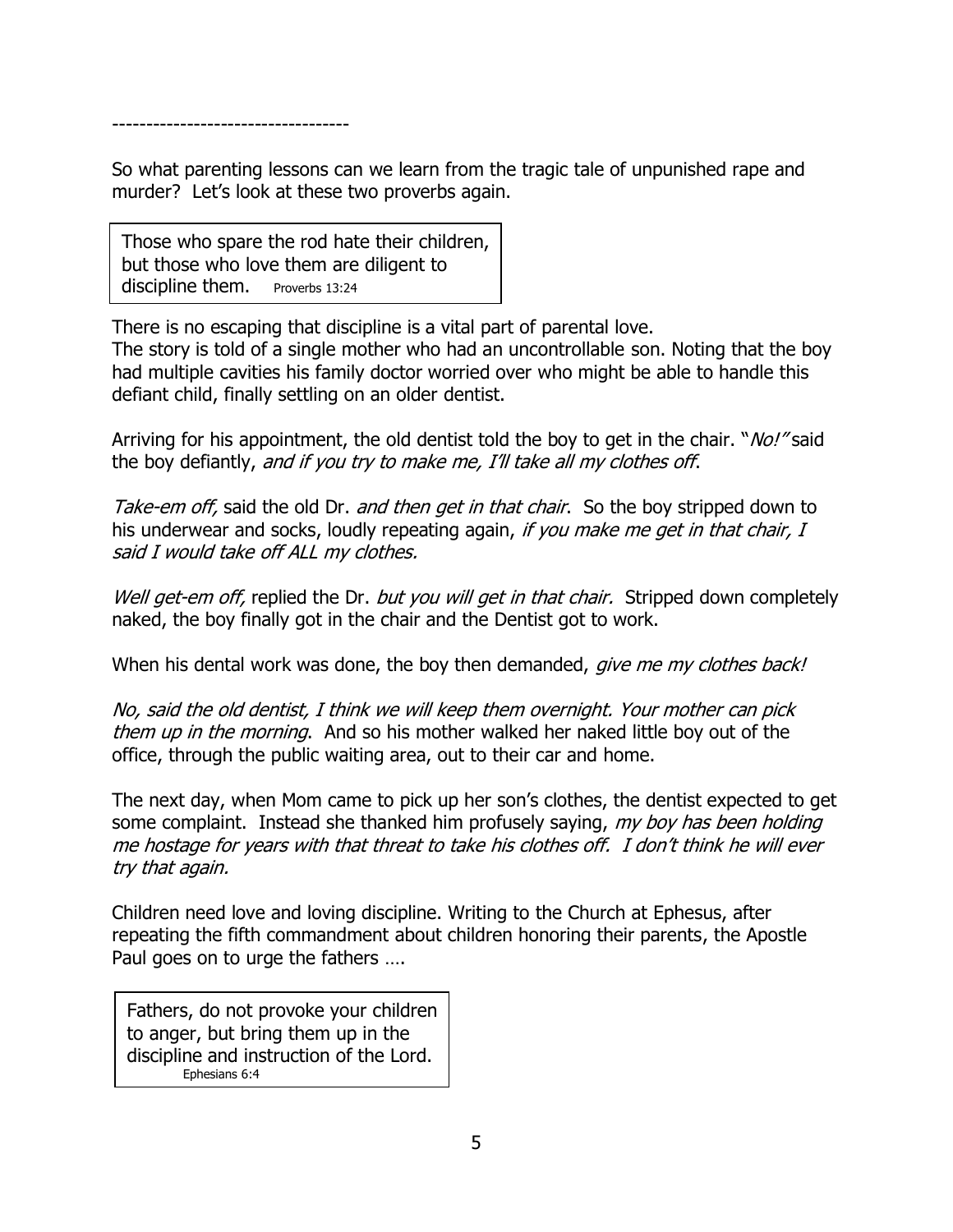----------------------------------

So what parenting lessons can we learn from the tragic tale of unpunished rape and murder? Let's look at these two proverbs again.

> Those who spare the rod hate their children, but those who love them are diligent to discipline them. Proverbs 13:24

There is no escaping that discipline is a vital part of parental love.
The story is told of a single mother who had an uncontrollable son. Noting that the boy had multiple cavities his family doctor worried over who might be able to handle this defiant child, finally settling on an older dentist.

Arriving for his appointment, the old dentist told the boy to get in the chair. "*No!"* said the boy defiantly, *and if you try to make me, I'll take all my clothes off*.

*Take-em off,* said the old Dr. *and then get in that chair*. So the boy stripped down to his underwear and socks, loudly repeating again, *if you make me get in that chair, I said I would take off ALL my clothes.*

*Well get-em off,* replied the Dr. *but you will get in that chair.* Stripped down completely naked, the boy finally got in the chair and the Dentist got to work.

When his dental work was done, the boy then demanded, *give me my clothes back!*

*No, said the old dentist, I think we will keep them overnight. Your mother can pick them up in the morning*. And so his mother walked her naked little boy out of the office, through the public waiting area, out to their car and home.

The next day, when Mom came to pick up her son's clothes, the dentist expected to get some complaint. Instead she thanked him profusely saying, *my boy has been holding me hostage for years with that threat to take his clothes off. I don't think he will ever try that again.*

Children need love and loving discipline. Writing to the Church at Ephesus, after repeating the fifth commandment about children honoring their parents, the Apostle Paul goes on to urge the fathers ….

> Fathers, do not provoke your children to anger, but bring them up in the discipline and instruction of the Lord. Ephesians 6:4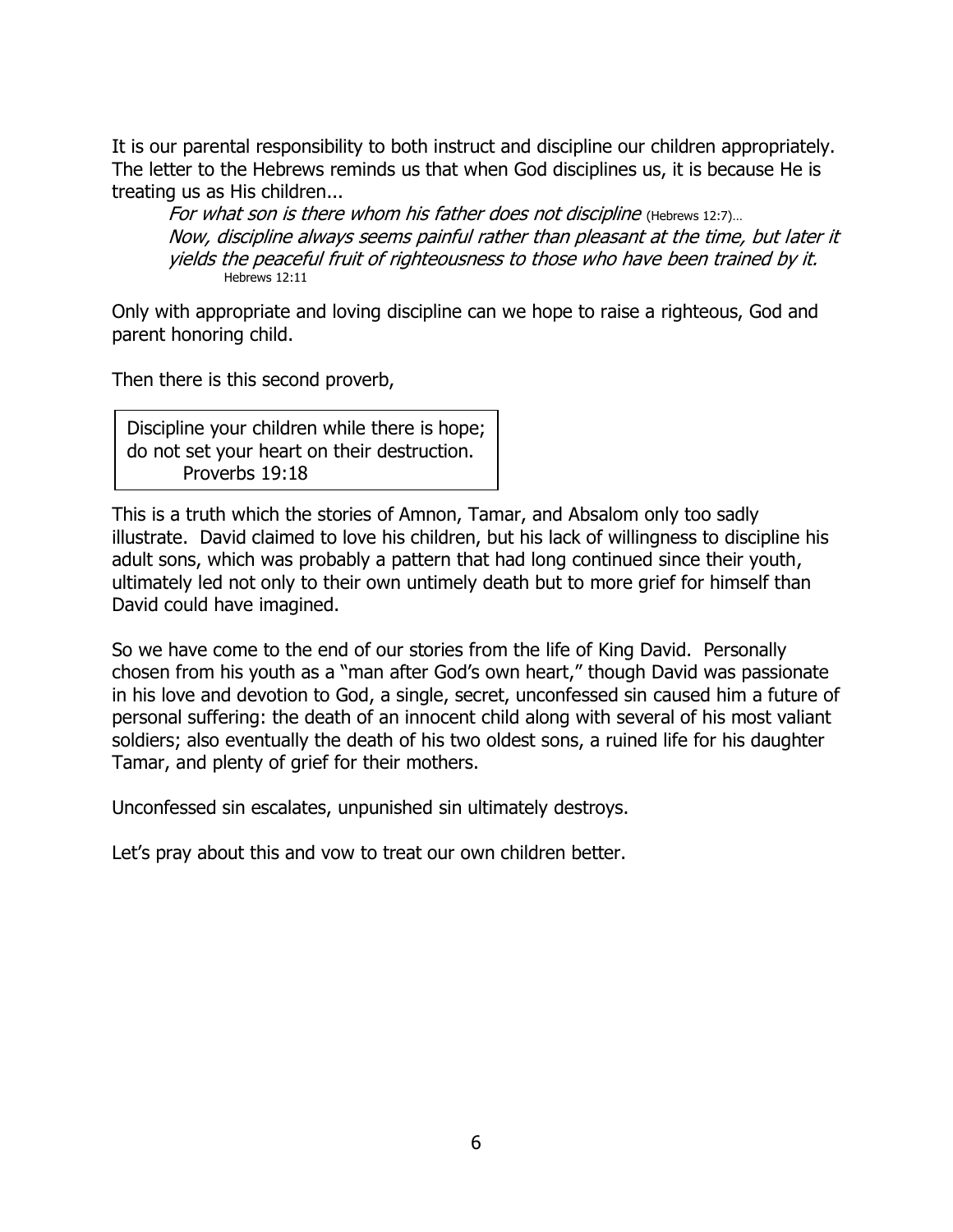It is our parental responsibility to both instruct and discipline our children appropriately. The letter to the Hebrews reminds us that when God disciplines us, it is because He is treating us as His children...

> *For what son is there whom his father does not discipline* (Hebrews 12:7)…
> *Now, discipline always seems painful rather than pleasant at the time, but later it yields the peaceful fruit of righteousness to those who have been trained by it.*
> Hebrews 12:11

Only with appropriate and loving discipline can we hope to raise a righteous, God and parent honoring child.

Then there is this second proverb,

> Discipline your children while there is hope;
> do not set your heart on their destruction.
> Proverbs 19:18

This is a truth which the stories of Amnon, Tamar, and Absalom only too sadly illustrate. David claimed to love his children, but his lack of willingness to discipline his adult sons, which was probably a pattern that had long continued since their youth, ultimately led not only to their own untimely death but to more grief for himself than David could have imagined.

So we have come to the end of our stories from the life of King David. Personally chosen from his youth as a "man after God's own heart," though David was passionate in his love and devotion to God, a single, secret, unconfessed sin caused him a future of personal suffering: the death of an innocent child along with several of his most valiant soldiers; also eventually the death of his two oldest sons, a ruined life for his daughter Tamar, and plenty of grief for their mothers.

Unconfessed sin escalates, unpunished sin ultimately destroys.

Let's pray about this and vow to treat our own children better.